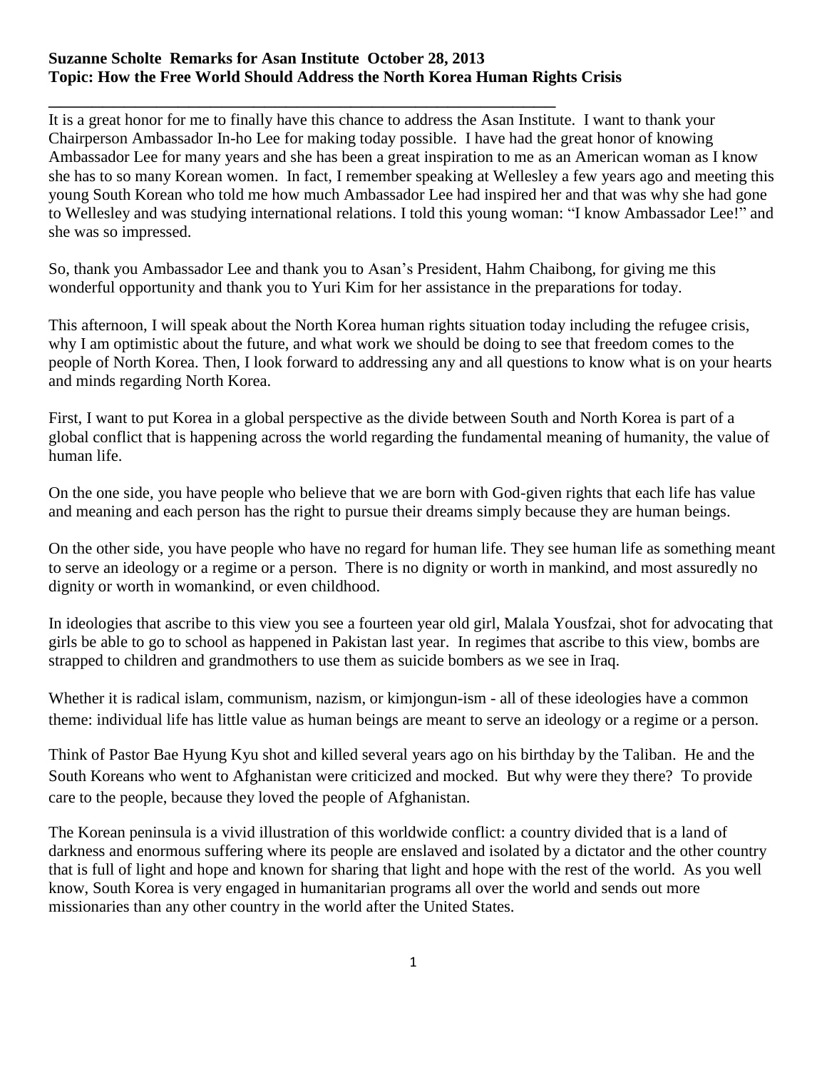**Suzanne Scholte Remarks for Asan Institute October 28, 2013**
**Topic: How the Free World Should Address the North Korea Human Rights Crisis**

---

It is a great honor for me to finally have this chance to address the Asan Institute. I want to thank your Chairperson Ambassador In-ho Lee for making today possible. I have had the great honor of knowing Ambassador Lee for many years and she has been a great inspiration to me as an American woman as I know she has to so many Korean women. In fact, I remember speaking at Wellesley a few years ago and meeting this young South Korean who told me how much Ambassador Lee had inspired her and that was why she had gone to Wellesley and was studying international relations. I told this young woman: "I know Ambassador Lee!" and she was so impressed.

So, thank you Ambassador Lee and thank you to Asan's President, Hahm Chaibong, for giving me this wonderful opportunity and thank you to Yuri Kim for her assistance in the preparations for today.

This afternoon, I will speak about the North Korea human rights situation today including the refugee crisis, why I am optimistic about the future, and what work we should be doing to see that freedom comes to the people of North Korea. Then, I look forward to addressing any and all questions to know what is on your hearts and minds regarding North Korea.

First, I want to put Korea in a global perspective as the divide between South and North Korea is part of a global conflict that is happening across the world regarding the fundamental meaning of humanity, the value of human life.

On the one side, you have people who believe that we are born with God-given rights that each life has value and meaning and each person has the right to pursue their dreams simply because they are human beings.

On the other side, you have people who have no regard for human life. They see human life as something meant to serve an ideology or a regime or a person. There is no dignity or worth in mankind, and most assuredly no dignity or worth in womankind, or even childhood.

In ideologies that ascribe to this view you see a fourteen year old girl, Malala Yousfzai, shot for advocating that girls be able to go to school as happened in Pakistan last year. In regimes that ascribe to this view, bombs are strapped to children and grandmothers to use them as suicide bombers as we see in Iraq.

Whether it is radical islam, communism, nazism, or kimjongun-ism - all of these ideologies have a common theme: individual life has little value as human beings are meant to serve an ideology or a regime or a person.

Think of Pastor Bae Hyung Kyu shot and killed several years ago on his birthday by the Taliban. He and the South Koreans who went to Afghanistan were criticized and mocked. But why were they there? To provide care to the people, because they loved the people of Afghanistan.

The Korean peninsula is a vivid illustration of this worldwide conflict: a country divided that is a land of darkness and enormous suffering where its people are enslaved and isolated by a dictator and the other country that is full of light and hope and known for sharing that light and hope with the rest of the world. As you well know, South Korea is very engaged in humanitarian programs all over the world and sends out more missionaries than any other country in the world after the United States.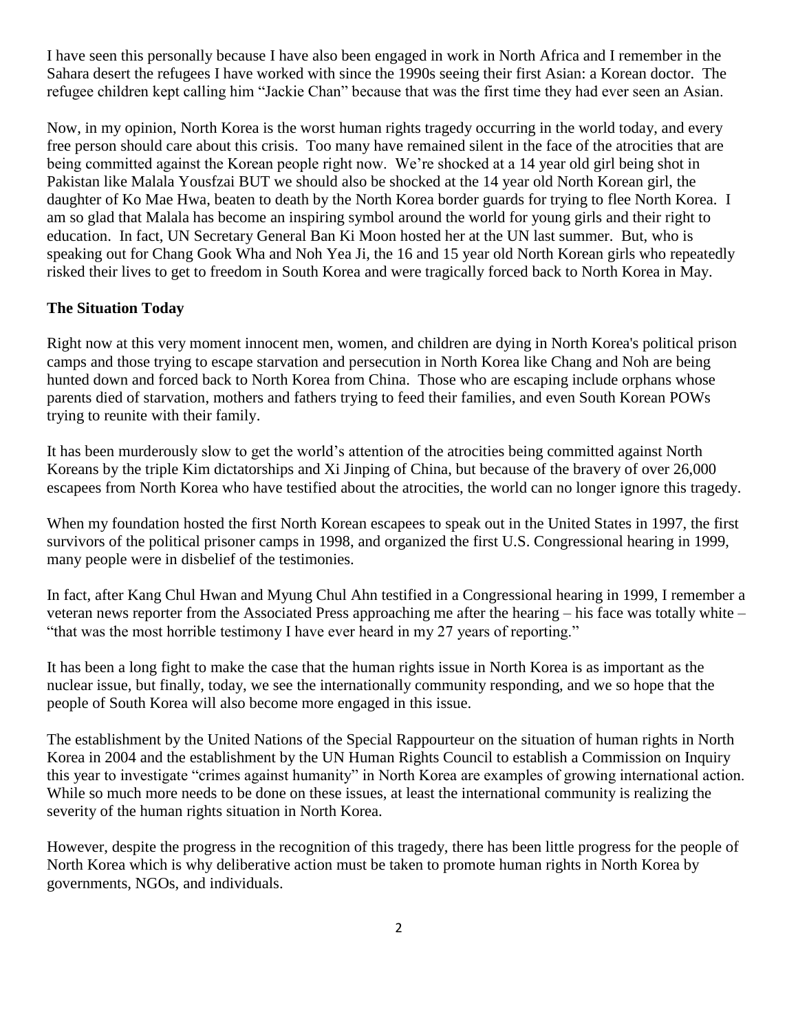I have seen this personally because I have also been engaged in work in North Africa and I remember in the Sahara desert the refugees I have worked with since the 1990s seeing their first Asian: a Korean doctor. The refugee children kept calling him "Jackie Chan" because that was the first time they had ever seen an Asian.

Now, in my opinion, North Korea is the worst human rights tragedy occurring in the world today, and every free person should care about this crisis. Too many have remained silent in the face of the atrocities that are being committed against the Korean people right now. We're shocked at a 14 year old girl being shot in Pakistan like Malala Yousfzai BUT we should also be shocked at the 14 year old North Korean girl, the daughter of Ko Mae Hwa, beaten to death by the North Korea border guards for trying to flee North Korea. I am so glad that Malala has become an inspiring symbol around the world for young girls and their right to education. In fact, UN Secretary General Ban Ki Moon hosted her at the UN last summer. But, who is speaking out for Chang Gook Wha and Noh Yea Ji, the 16 and 15 year old North Korean girls who repeatedly risked their lives to get to freedom in South Korea and were tragically forced back to North Korea in May.

**The Situation Today**

Right now at this very moment innocent men, women, and children are dying in North Korea's political prison camps and those trying to escape starvation and persecution in North Korea like Chang and Noh are being hunted down and forced back to North Korea from China. Those who are escaping include orphans whose parents died of starvation, mothers and fathers trying to feed their families, and even South Korean POWs trying to reunite with their family.

It has been murderously slow to get the world's attention of the atrocities being committed against North Koreans by the triple Kim dictatorships and Xi Jinping of China, but because of the bravery of over 26,000 escapees from North Korea who have testified about the atrocities, the world can no longer ignore this tragedy.

When my foundation hosted the first North Korean escapees to speak out in the United States in 1997, the first survivors of the political prisoner camps in 1998, and organized the first U.S. Congressional hearing in 1999, many people were in disbelief of the testimonies.

In fact, after Kang Chul Hwan and Myung Chul Ahn testified in a Congressional hearing in 1999, I remember a veteran news reporter from the Associated Press approaching me after the hearing – his face was totally white – "that was the most horrible testimony I have ever heard in my 27 years of reporting."

It has been a long fight to make the case that the human rights issue in North Korea is as important as the nuclear issue, but finally, today, we see the internationally community responding, and we so hope that the people of South Korea will also become more engaged in this issue.

The establishment by the United Nations of the Special Rappourteur on the situation of human rights in North Korea in 2004 and the establishment by the UN Human Rights Council to establish a Commission on Inquiry this year to investigate "crimes against humanity" in North Korea are examples of growing international action. While so much more needs to be done on these issues, at least the international community is realizing the severity of the human rights situation in North Korea.

However, despite the progress in the recognition of this tragedy, there has been little progress for the people of North Korea which is why deliberative action must be taken to promote human rights in North Korea by governments, NGOs, and individuals.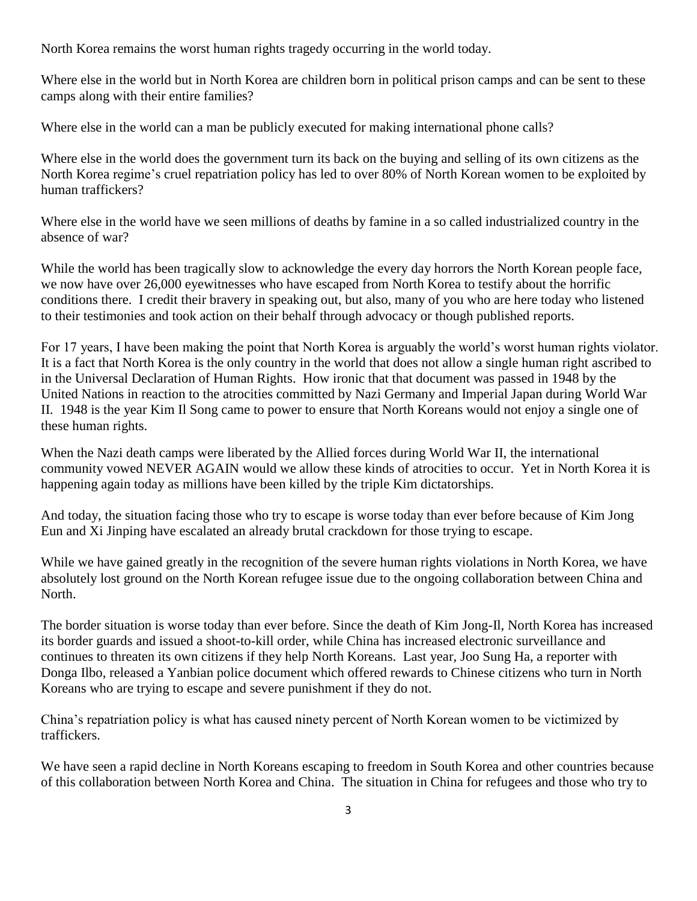North Korea remains the worst human rights tragedy occurring in the world today.

Where else in the world but in North Korea are children born in political prison camps and can be sent to these camps along with their entire families?

Where else in the world can a man be publicly executed for making international phone calls?

Where else in the world does the government turn its back on the buying and selling of its own citizens as the North Korea regime's cruel repatriation policy has led to over 80% of North Korean women to be exploited by human traffickers?

Where else in the world have we seen millions of deaths by famine in a so called industrialized country in the absence of war?

While the world has been tragically slow to acknowledge the every day horrors the North Korean people face, we now have over 26,000 eyewitnesses who have escaped from North Korea to testify about the horrific conditions there. I credit their bravery in speaking out, but also, many of you who are here today who listened to their testimonies and took action on their behalf through advocacy or though published reports.

For 17 years, I have been making the point that North Korea is arguably the world's worst human rights violator. It is a fact that North Korea is the only country in the world that does not allow a single human right ascribed to in the Universal Declaration of Human Rights. How ironic that that document was passed in 1948 by the United Nations in reaction to the atrocities committed by Nazi Germany and Imperial Japan during World War II. 1948 is the year Kim Il Song came to power to ensure that North Koreans would not enjoy a single one of these human rights.

When the Nazi death camps were liberated by the Allied forces during World War II, the international community vowed NEVER AGAIN would we allow these kinds of atrocities to occur. Yet in North Korea it is happening again today as millions have been killed by the triple Kim dictatorships.

And today, the situation facing those who try to escape is worse today than ever before because of Kim Jong Eun and Xi Jinping have escalated an already brutal crackdown for those trying to escape.

While we have gained greatly in the recognition of the severe human rights violations in North Korea, we have absolutely lost ground on the North Korean refugee issue due to the ongoing collaboration between China and North.

The border situation is worse today than ever before. Since the death of Kim Jong-Il, North Korea has increased its border guards and issued a shoot-to-kill order, while China has increased electronic surveillance and continues to threaten its own citizens if they help North Koreans. Last year, Joo Sung Ha, a reporter with Donga Ilbo, released a Yanbian police document which offered rewards to Chinese citizens who turn in North Koreans who are trying to escape and severe punishment if they do not.

China's repatriation policy is what has caused ninety percent of North Korean women to be victimized by traffickers.

We have seen a rapid decline in North Koreans escaping to freedom in South Korea and other countries because of this collaboration between North Korea and China. The situation in China for refugees and those who try to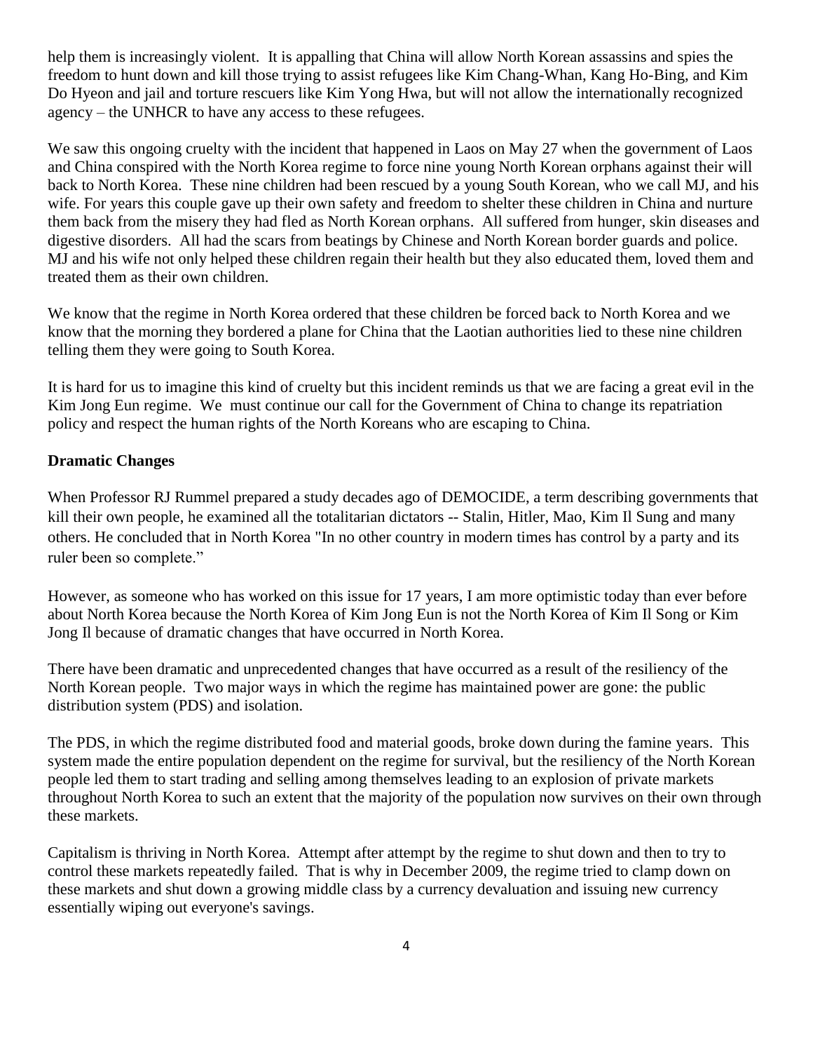help them is increasingly violent. It is appalling that China will allow North Korean assassins and spies the freedom to hunt down and kill those trying to assist refugees like Kim Chang-Whan, Kang Ho-Bing, and Kim Do Hyeon and jail and torture rescuers like Kim Yong Hwa, but will not allow the internationally recognized agency – the UNHCR to have any access to these refugees.

We saw this ongoing cruelty with the incident that happened in Laos on May 27 when the government of Laos and China conspired with the North Korea regime to force nine young North Korean orphans against their will back to North Korea. These nine children had been rescued by a young South Korean, who we call MJ, and his wife. For years this couple gave up their own safety and freedom to shelter these children in China and nurture them back from the misery they had fled as North Korean orphans. All suffered from hunger, skin diseases and digestive disorders. All had the scars from beatings by Chinese and North Korean border guards and police. MJ and his wife not only helped these children regain their health but they also educated them, loved them and treated them as their own children.

We know that the regime in North Korea ordered that these children be forced back to North Korea and we know that the morning they bordered a plane for China that the Laotian authorities lied to these nine children telling them they were going to South Korea.

It is hard for us to imagine this kind of cruelty but this incident reminds us that we are facing a great evil in the Kim Jong Eun regime. We must continue our call for the Government of China to change its repatriation policy and respect the human rights of the North Koreans who are escaping to China.

**Dramatic Changes**

When Professor RJ Rummel prepared a study decades ago of DEMOCIDE, a term describing governments that kill their own people, he examined all the totalitarian dictators -- Stalin, Hitler, Mao, Kim Il Sung and many others. He concluded that in North Korea "In no other country in modern times has control by a party and its ruler been so complete."

However, as someone who has worked on this issue for 17 years, I am more optimistic today than ever before about North Korea because the North Korea of Kim Jong Eun is not the North Korea of Kim Il Song or Kim Jong Il because of dramatic changes that have occurred in North Korea.

There have been dramatic and unprecedented changes that have occurred as a result of the resiliency of the North Korean people. Two major ways in which the regime has maintained power are gone: the public distribution system (PDS) and isolation.

The PDS, in which the regime distributed food and material goods, broke down during the famine years. This system made the entire population dependent on the regime for survival, but the resiliency of the North Korean people led them to start trading and selling among themselves leading to an explosion of private markets throughout North Korea to such an extent that the majority of the population now survives on their own through these markets.

Capitalism is thriving in North Korea. Attempt after attempt by the regime to shut down and then to try to control these markets repeatedly failed. That is why in December 2009, the regime tried to clamp down on these markets and shut down a growing middle class by a currency devaluation and issuing new currency essentially wiping out everyone's savings.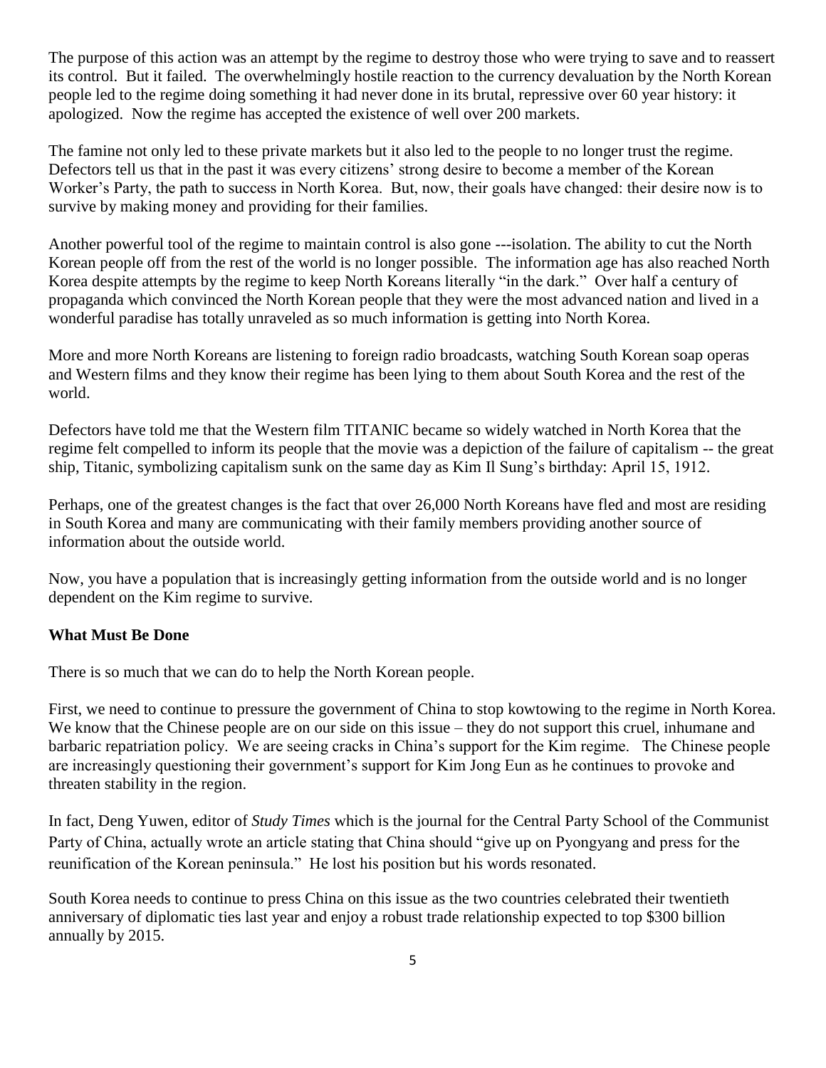The purpose of this action was an attempt by the regime to destroy those who were trying to save and to reassert its control. But it failed. The overwhelmingly hostile reaction to the currency devaluation by the North Korean people led to the regime doing something it had never done in its brutal, repressive over 60 year history: it apologized. Now the regime has accepted the existence of well over 200 markets.

The famine not only led to these private markets but it also led to the people to no longer trust the regime. Defectors tell us that in the past it was every citizens' strong desire to become a member of the Korean Worker's Party, the path to success in North Korea. But, now, their goals have changed: their desire now is to survive by making money and providing for their families.

Another powerful tool of the regime to maintain control is also gone ---isolation. The ability to cut the North Korean people off from the rest of the world is no longer possible. The information age has also reached North Korea despite attempts by the regime to keep North Koreans literally "in the dark." Over half a century of propaganda which convinced the North Korean people that they were the most advanced nation and lived in a wonderful paradise has totally unraveled as so much information is getting into North Korea.

More and more North Koreans are listening to foreign radio broadcasts, watching South Korean soap operas and Western films and they know their regime has been lying to them about South Korea and the rest of the world.

Defectors have told me that the Western film TITANIC became so widely watched in North Korea that the regime felt compelled to inform its people that the movie was a depiction of the failure of capitalism -- the great ship, Titanic, symbolizing capitalism sunk on the same day as Kim Il Sung's birthday: April 15, 1912.

Perhaps, one of the greatest changes is the fact that over 26,000 North Koreans have fled and most are residing in South Korea and many are communicating with their family members providing another source of information about the outside world.

Now, you have a population that is increasingly getting information from the outside world and is no longer dependent on the Kim regime to survive.

**What Must Be Done**

There is so much that we can do to help the North Korean people.

First, we need to continue to pressure the government of China to stop kowtowing to the regime in North Korea. We know that the Chinese people are on our side on this issue – they do not support this cruel, inhumane and barbaric repatriation policy. We are seeing cracks in China's support for the Kim regime. The Chinese people are increasingly questioning their government's support for Kim Jong Eun as he continues to provoke and threaten stability in the region.

In fact, Deng Yuwen, editor of *Study Times* which is the journal for the Central Party School of the Communist Party of China, actually wrote an article stating that China should "give up on Pyongyang and press for the reunification of the Korean peninsula." He lost his position but his words resonated.

South Korea needs to continue to press China on this issue as the two countries celebrated their twentieth anniversary of diplomatic ties last year and enjoy a robust trade relationship expected to top $300 billion annually by 2015.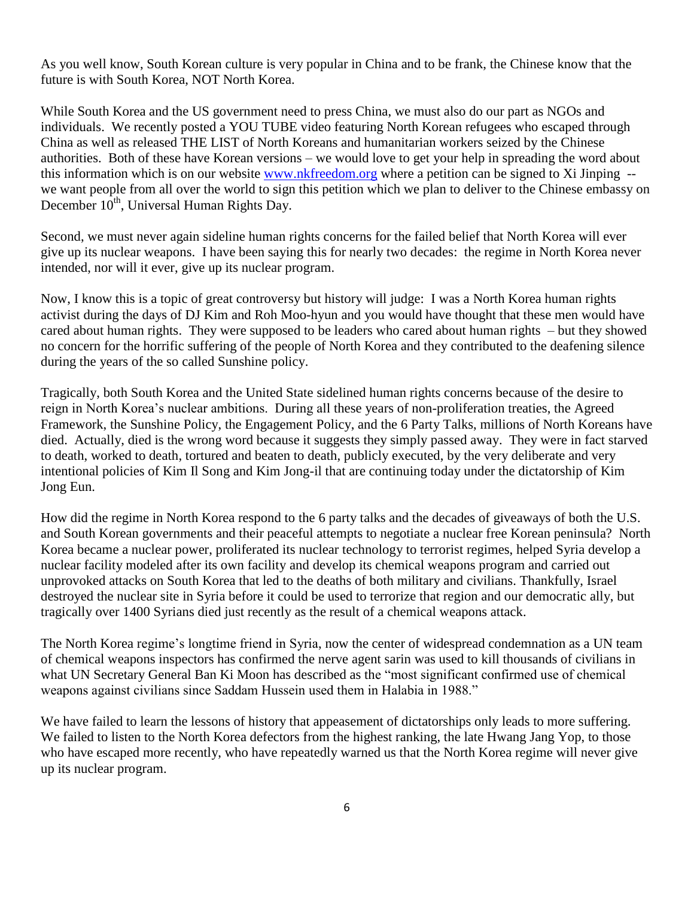As you well know, South Korean culture is very popular in China and to be frank, the Chinese know that the future is with South Korea, NOT North Korea.

While South Korea and the US government need to press China, we must also do our part as NGOs and individuals. We recently posted a YOU TUBE video featuring North Korean refugees who escaped through China as well as released THE LIST of North Koreans and humanitarian workers seized by the Chinese authorities. Both of these have Korean versions – we would love to get your help in spreading the word about this information which is on our website [www.nkfreedom.org](http://www.nkfreedom.org) where a petition can be signed to Xi Jinping -- we want people from all over the world to sign this petition which we plan to deliver to the Chinese embassy on December 10th, Universal Human Rights Day.

Second, we must never again sideline human rights concerns for the failed belief that North Korea will ever give up its nuclear weapons. I have been saying this for nearly two decades: the regime in North Korea never intended, nor will it ever, give up its nuclear program.

Now, I know this is a topic of great controversy but history will judge: I was a North Korea human rights activist during the days of DJ Kim and Roh Moo-hyun and you would have thought that these men would have cared about human rights. They were supposed to be leaders who cared about human rights – but they showed no concern for the horrific suffering of the people of North Korea and they contributed to the deafening silence during the years of the so called Sunshine policy.

Tragically, both South Korea and the United State sidelined human rights concerns because of the desire to reign in North Korea's nuclear ambitions. During all these years of non-proliferation treaties, the Agreed Framework, the Sunshine Policy, the Engagement Policy, and the 6 Party Talks, millions of North Koreans have died. Actually, died is the wrong word because it suggests they simply passed away. They were in fact starved to death, worked to death, tortured and beaten to death, publicly executed, by the very deliberate and very intentional policies of Kim Il Song and Kim Jong-il that are continuing today under the dictatorship of Kim Jong Eun.

How did the regime in North Korea respond to the 6 party talks and the decades of giveaways of both the U.S. and South Korean governments and their peaceful attempts to negotiate a nuclear free Korean peninsula? North Korea became a nuclear power, proliferated its nuclear technology to terrorist regimes, helped Syria develop a nuclear facility modeled after its own facility and develop its chemical weapons program and carried out unprovoked attacks on South Korea that led to the deaths of both military and civilians. Thankfully, Israel destroyed the nuclear site in Syria before it could be used to terrorize that region and our democratic ally, but tragically over 1400 Syrians died just recently as the result of a chemical weapons attack.

The North Korea regime's longtime friend in Syria, now the center of widespread condemnation as a UN team of chemical weapons inspectors has confirmed the nerve agent sarin was used to kill thousands of civilians in what UN Secretary General Ban Ki Moon has described as the "most significant confirmed use of chemical weapons against civilians since Saddam Hussein used them in Halabia in 1988."

We have failed to learn the lessons of history that appeasement of dictatorships only leads to more suffering. We failed to listen to the North Korea defectors from the highest ranking, the late Hwang Jang Yop, to those who have escaped more recently, who have repeatedly warned us that the North Korea regime will never give up its nuclear program.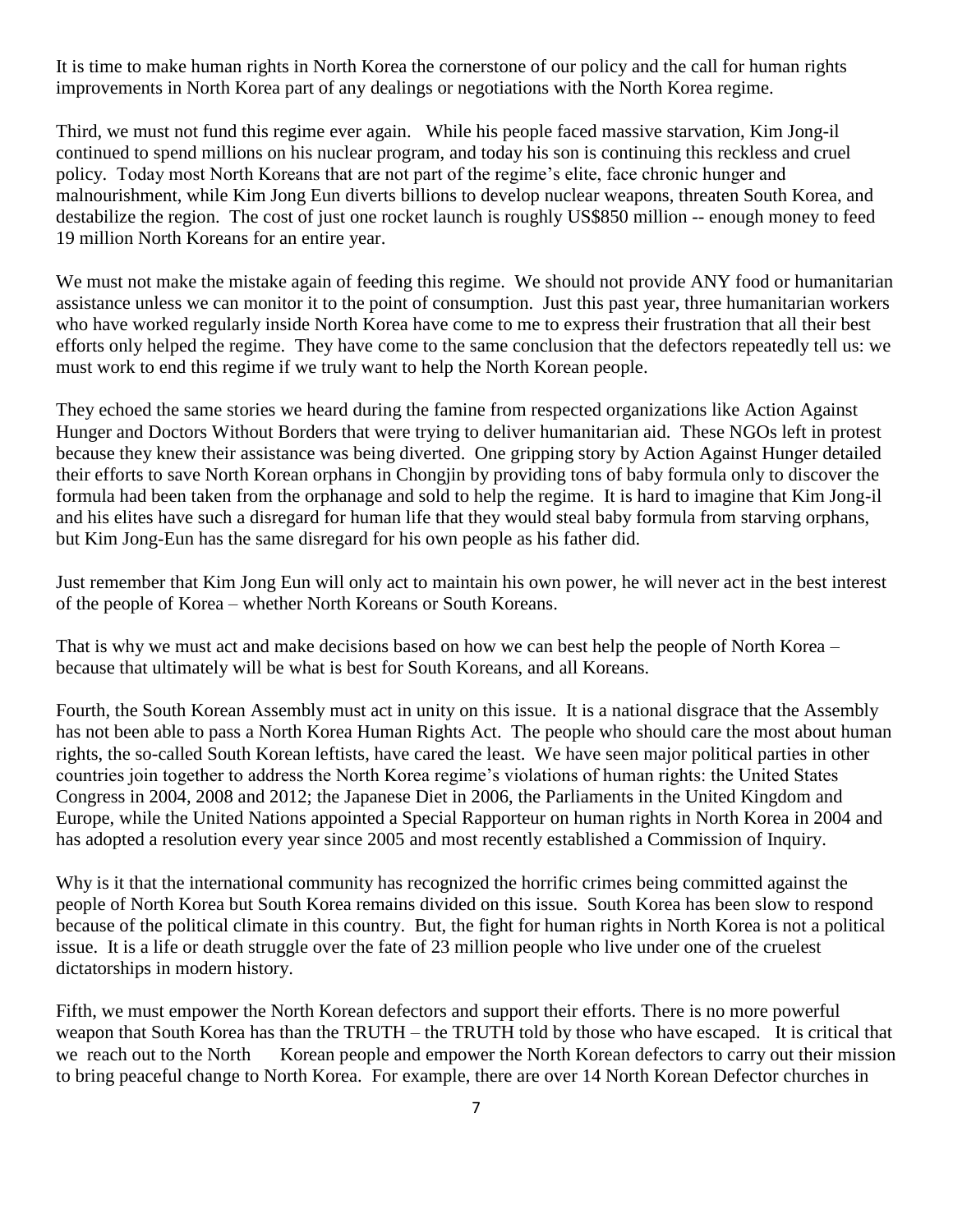It is time to make human rights in North Korea the cornerstone of our policy and the call for human rights improvements in North Korea part of any dealings or negotiations with the North Korea regime.

Third, we must not fund this regime ever again. While his people faced massive starvation, Kim Jong-il continued to spend millions on his nuclear program, and today his son is continuing this reckless and cruel policy. Today most North Koreans that are not part of the regime's elite, face chronic hunger and malnourishment, while Kim Jong Eun diverts billions to develop nuclear weapons, threaten South Korea, and destabilize the region. The cost of just one rocket launch is roughly US$850 million -- enough money to feed 19 million North Koreans for an entire year.

We must not make the mistake again of feeding this regime. We should not provide ANY food or humanitarian assistance unless we can monitor it to the point of consumption. Just this past year, three humanitarian workers who have worked regularly inside North Korea have come to me to express their frustration that all their best efforts only helped the regime. They have come to the same conclusion that the defectors repeatedly tell us: we must work to end this regime if we truly want to help the North Korean people.

They echoed the same stories we heard during the famine from respected organizations like Action Against Hunger and Doctors Without Borders that were trying to deliver humanitarian aid. These NGOs left in protest because they knew their assistance was being diverted. One gripping story by Action Against Hunger detailed their efforts to save North Korean orphans in Chongjin by providing tons of baby formula only to discover the formula had been taken from the orphanage and sold to help the regime. It is hard to imagine that Kim Jong-il and his elites have such a disregard for human life that they would steal baby formula from starving orphans, but Kim Jong-Eun has the same disregard for his own people as his father did.

Just remember that Kim Jong Eun will only act to maintain his own power, he will never act in the best interest of the people of Korea – whether North Koreans or South Koreans.

That is why we must act and make decisions based on how we can best help the people of North Korea – because that ultimately will be what is best for South Koreans, and all Koreans.

Fourth, the South Korean Assembly must act in unity on this issue. It is a national disgrace that the Assembly has not been able to pass a North Korea Human Rights Act. The people who should care the most about human rights, the so-called South Korean leftists, have cared the least. We have seen major political parties in other countries join together to address the North Korea regime's violations of human rights: the United States Congress in 2004, 2008 and 2012; the Japanese Diet in 2006, the Parliaments in the United Kingdom and Europe, while the United Nations appointed a Special Rapporteur on human rights in North Korea in 2004 and has adopted a resolution every year since 2005 and most recently established a Commission of Inquiry.

Why is it that the international community has recognized the horrific crimes being committed against the people of North Korea but South Korea remains divided on this issue. South Korea has been slow to respond because of the political climate in this country. But, the fight for human rights in North Korea is not a political issue. It is a life or death struggle over the fate of 23 million people who live under one of the cruelest dictatorships in modern history.

Fifth, we must empower the North Korean defectors and support their efforts. There is no more powerful weapon that South Korea has than the TRUTH – the TRUTH told by those who have escaped. It is critical that we reach out to the North Korean people and empower the North Korean defectors to carry out their mission to bring peaceful change to North Korea. For example, there are over 14 North Korean Defector churches in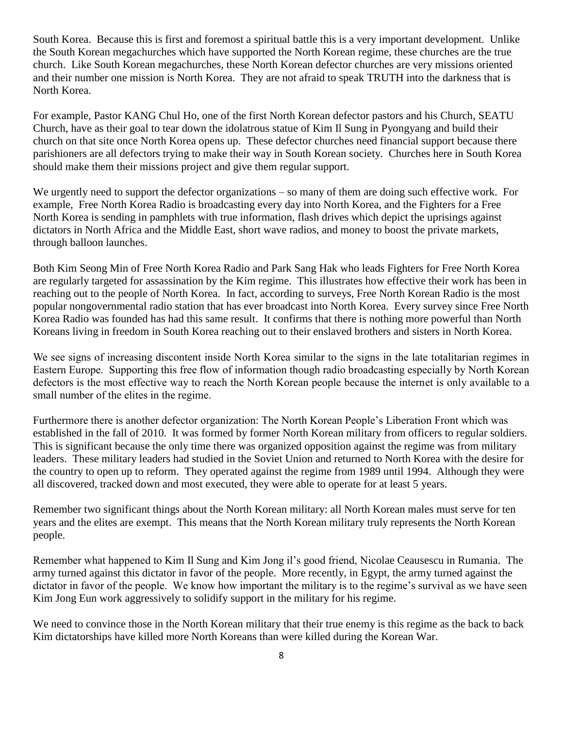South Korea. Because this is first and foremost a spiritual battle this is a very important development. Unlike the South Korean megachurches which have supported the North Korean regime, these churches are the true church. Like South Korean megachurches, these North Korean defector churches are very missions oriented and their number one mission is North Korea. They are not afraid to speak TRUTH into the darkness that is North Korea.

For example, Pastor KANG Chul Ho, one of the first North Korean defector pastors and his Church, SEATU Church, have as their goal to tear down the idolatrous statue of Kim Il Sung in Pyongyang and build their church on that site once North Korea opens up. These defector churches need financial support because there parishioners are all defectors trying to make their way in South Korean society. Churches here in South Korea should make them their missions project and give them regular support.

We urgently need to support the defector organizations – so many of them are doing such effective work. For example, Free North Korea Radio is broadcasting every day into North Korea, and the Fighters for a Free North Korea is sending in pamphlets with true information, flash drives which depict the uprisings against dictators in North Africa and the Middle East, short wave radios, and money to boost the private markets, through balloon launches.

Both Kim Seong Min of Free North Korea Radio and Park Sang Hak who leads Fighters for Free North Korea are regularly targeted for assassination by the Kim regime. This illustrates how effective their work has been in reaching out to the people of North Korea. In fact, according to surveys, Free North Korean Radio is the most popular nongovernmental radio station that has ever broadcast into North Korea. Every survey since Free North Korea Radio was founded has had this same result. It confirms that there is nothing more powerful than North Koreans living in freedom in South Korea reaching out to their enslaved brothers and sisters in North Korea.

We see signs of increasing discontent inside North Korea similar to the signs in the late totalitarian regimes in Eastern Europe. Supporting this free flow of information though radio broadcasting especially by North Korean defectors is the most effective way to reach the North Korean people because the internet is only available to a small number of the elites in the regime.

Furthermore there is another defector organization: The North Korean People's Liberation Front which was established in the fall of 2010. It was formed by former North Korean military from officers to regular soldiers. This is significant because the only time there was organized opposition against the regime was from military leaders. These military leaders had studied in the Soviet Union and returned to North Korea with the desire for the country to open up to reform. They operated against the regime from 1989 until 1994. Although they were all discovered, tracked down and most executed, they were able to operate for at least 5 years.

Remember two significant things about the North Korean military: all North Korean males must serve for ten years and the elites are exempt. This means that the North Korean military truly represents the North Korean people.

Remember what happened to Kim Il Sung and Kim Jong il's good friend, Nicolae Ceausescu in Rumania. The army turned against this dictator in favor of the people. More recently, in Egypt, the army turned against the dictator in favor of the people. We know how important the military is to the regime's survival as we have seen Kim Jong Eun work aggressively to solidify support in the military for his regime.

We need to convince those in the North Korean military that their true enemy is this regime as the back to back Kim dictatorships have killed more North Koreans than were killed during the Korean War.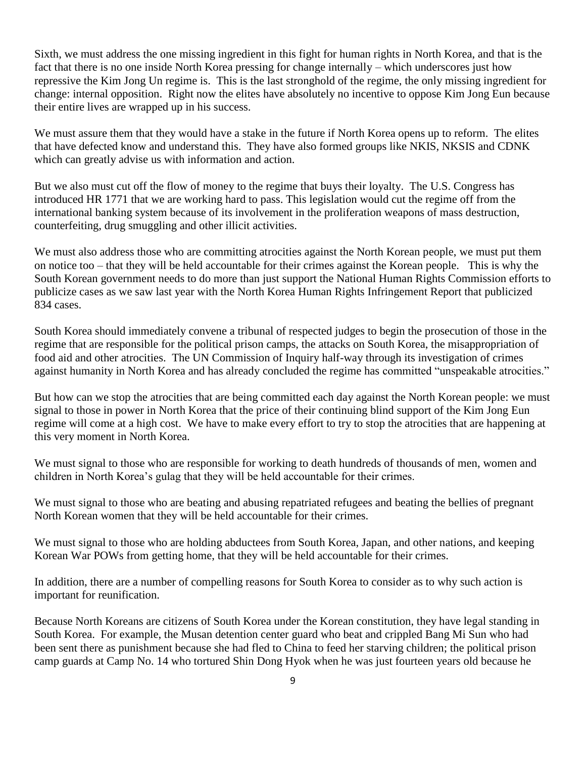Sixth, we must address the one missing ingredient in this fight for human rights in North Korea, and that is the fact that there is no one inside North Korea pressing for change internally – which underscores just how repressive the Kim Jong Un regime is. This is the last stronghold of the regime, the only missing ingredient for change: internal opposition. Right now the elites have absolutely no incentive to oppose Kim Jong Eun because their entire lives are wrapped up in his success.

We must assure them that they would have a stake in the future if North Korea opens up to reform. The elites that have defected know and understand this. They have also formed groups like NKIS, NKSIS and CDNK which can greatly advise us with information and action.

But we also must cut off the flow of money to the regime that buys their loyalty. The U.S. Congress has introduced HR 1771 that we are working hard to pass. This legislation would cut the regime off from the international banking system because of its involvement in the proliferation weapons of mass destruction, counterfeiting, drug smuggling and other illicit activities.

We must also address those who are committing atrocities against the North Korean people, we must put them on notice too – that they will be held accountable for their crimes against the Korean people. This is why the South Korean government needs to do more than just support the National Human Rights Commission efforts to publicize cases as we saw last year with the North Korea Human Rights Infringement Report that publicized 834 cases.

South Korea should immediately convene a tribunal of respected judges to begin the prosecution of those in the regime that are responsible for the political prison camps, the attacks on South Korea, the misappropriation of food aid and other atrocities. The UN Commission of Inquiry half-way through its investigation of crimes against humanity in North Korea and has already concluded the regime has committed "unspeakable atrocities."

But how can we stop the atrocities that are being committed each day against the North Korean people: we must signal to those in power in North Korea that the price of their continuing blind support of the Kim Jong Eun regime will come at a high cost. We have to make every effort to try to stop the atrocities that are happening at this very moment in North Korea.

We must signal to those who are responsible for working to death hundreds of thousands of men, women and children in North Korea's gulag that they will be held accountable for their crimes.

We must signal to those who are beating and abusing repatriated refugees and beating the bellies of pregnant North Korean women that they will be held accountable for their crimes.

We must signal to those who are holding abductees from South Korea, Japan, and other nations, and keeping Korean War POWs from getting home, that they will be held accountable for their crimes.

In addition, there are a number of compelling reasons for South Korea to consider as to why such action is important for reunification.

Because North Koreans are citizens of South Korea under the Korean constitution, they have legal standing in South Korea. For example, the Musan detention center guard who beat and crippled Bang Mi Sun who had been sent there as punishment because she had fled to China to feed her starving children; the political prison camp guards at Camp No. 14 who tortured Shin Dong Hyok when he was just fourteen years old because he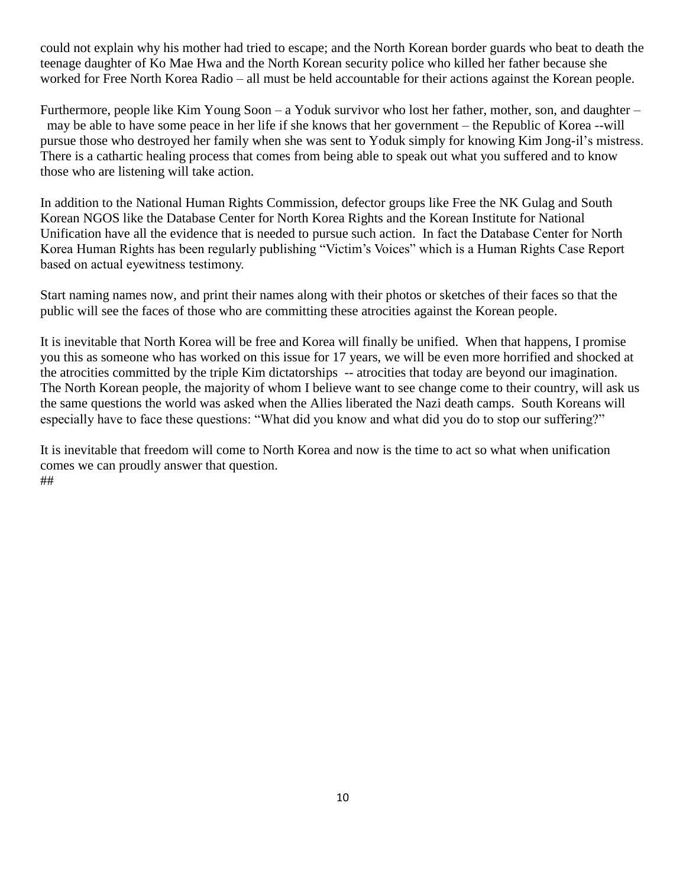could not explain why his mother had tried to escape; and the North Korean border guards who beat to death the teenage daughter of Ko Mae Hwa and the North Korean security police who killed her father because she worked for Free North Korea Radio – all must be held accountable for their actions against the Korean people.

Furthermore, people like Kim Young Soon – a Yoduk survivor who lost her father, mother, son, and daughter – may be able to have some peace in her life if she knows that her government – the Republic of Korea --will pursue those who destroyed her family when she was sent to Yoduk simply for knowing Kim Jong-il's mistress. There is a cathartic healing process that comes from being able to speak out what you suffered and to know those who are listening will take action.

In addition to the National Human Rights Commission, defector groups like Free the NK Gulag and South Korean NGOS like the Database Center for North Korea Rights and the Korean Institute for National Unification have all the evidence that is needed to pursue such action. In fact the Database Center for North Korea Human Rights has been regularly publishing "Victim's Voices" which is a Human Rights Case Report based on actual eyewitness testimony.

Start naming names now, and print their names along with their photos or sketches of their faces so that the public will see the faces of those who are committing these atrocities against the Korean people.

It is inevitable that North Korea will be free and Korea will finally be unified. When that happens, I promise you this as someone who has worked on this issue for 17 years, we will be even more horrified and shocked at the atrocities committed by the triple Kim dictatorships -- atrocities that today are beyond our imagination. The North Korean people, the majority of whom I believe want to see change come to their country, will ask us the same questions the world was asked when the Allies liberated the Nazi death camps. South Koreans will especially have to face these questions: "What did you know and what did you do to stop our suffering?"

It is inevitable that freedom will come to North Korea and now is the time to act so what when unification comes we can proudly answer that question.

##